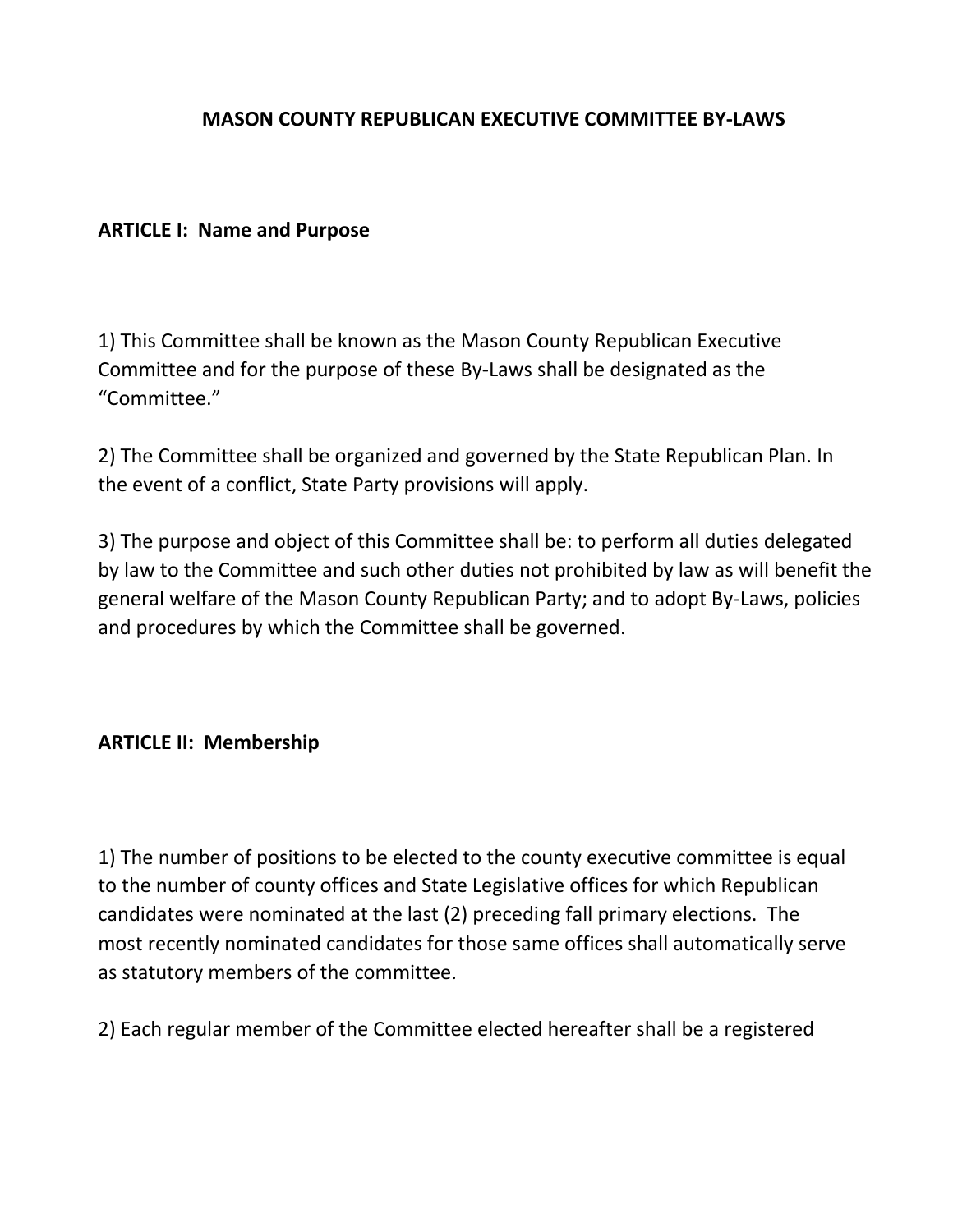# MASON COUNTY REPUBLICAN EXECUTIVE COMMITTEE BY-LAWS

## ARTICLE I: Name and Purpose

1) This Committee shall be known as the Mason County Republican Executive Committee and for the purpose of these By-Laws shall be designated as the "Committee."

2) The Committee shall be organized and governed by the State Republican Plan. In the event of a conflict, State Party provisions will apply.

3) The purpose and object of this Committee shall be: to perform all duties delegated by law to the Committee and such other duties not prohibited by law as will benefit the general welfare of the Mason County Republican Party; and to adopt By-Laws, policies and procedures by which the Committee shall be governed.

## ARTICLE II: Membership

1) The number of positions to be elected to the county executive committee is equal to the number of county offices and State Legislative offices for which Republican candidates were nominated at the last (2) preceding fall primary elections. The most recently nominated candidates for those same offices shall automatically serve as statutory members of the committee.

2) Each regular member of the Committee elected hereafter shall be a registered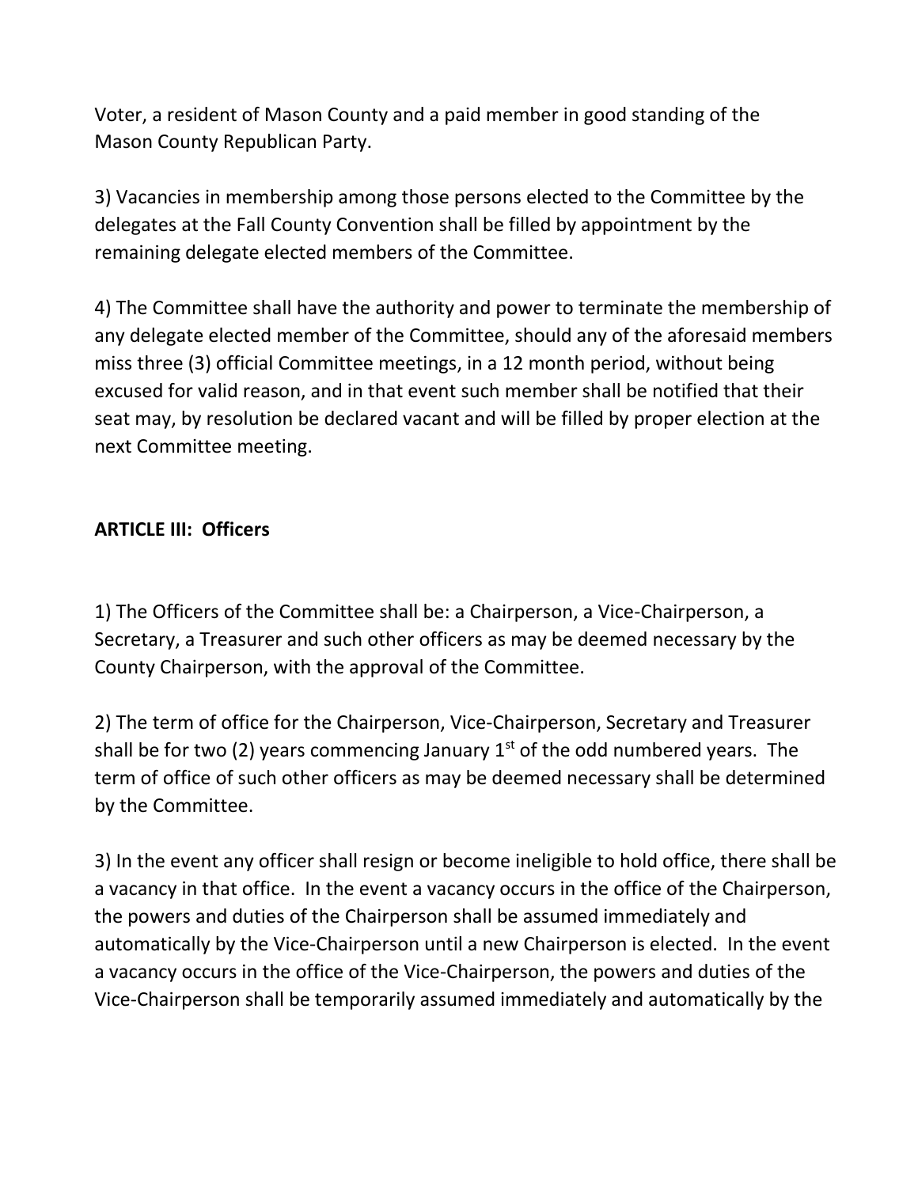Voter, a resident of Mason County and a paid member in good standing of the Mason County Republican Party.

3) Vacancies in membership among those persons elected to the Committee by the delegates at the Fall County Convention shall be filled by appointment by the remaining delegate elected members of the Committee.

4) The Committee shall have the authority and power to terminate the membership of any delegate elected member of the Committee, should any of the aforesaid members miss three (3) official Committee meetings, in a 12 month period, without being excused for valid reason, and in that event such member shall be notified that their seat may, by resolution be declared vacant and will be filled by proper election at the next Committee meeting.

**ARTICLE III: Officers**

1) The Officers of the Committee shall be: a Chairperson, a Vice-Chairperson, a Secretary, a Treasurer and such other officers as may be deemed necessary by the County Chairperson, with the approval of the Committee.

2) The term of office for the Chairperson, Vice-Chairperson, Secretary and Treasurer shall be for two (2) years commencing January 1st of the odd numbered years. The term of office of such other officers as may be deemed necessary shall be determined by the Committee.

3) In the event any officer shall resign or become ineligible to hold office, there shall be a vacancy in that office. In the event a vacancy occurs in the office of the Chairperson, the powers and duties of the Chairperson shall be assumed immediately and automatically by the Vice-Chairperson until a new Chairperson is elected. In the event a vacancy occurs in the office of the Vice-Chairperson, the powers and duties of the Vice-Chairperson shall be temporarily assumed immediately and automatically by the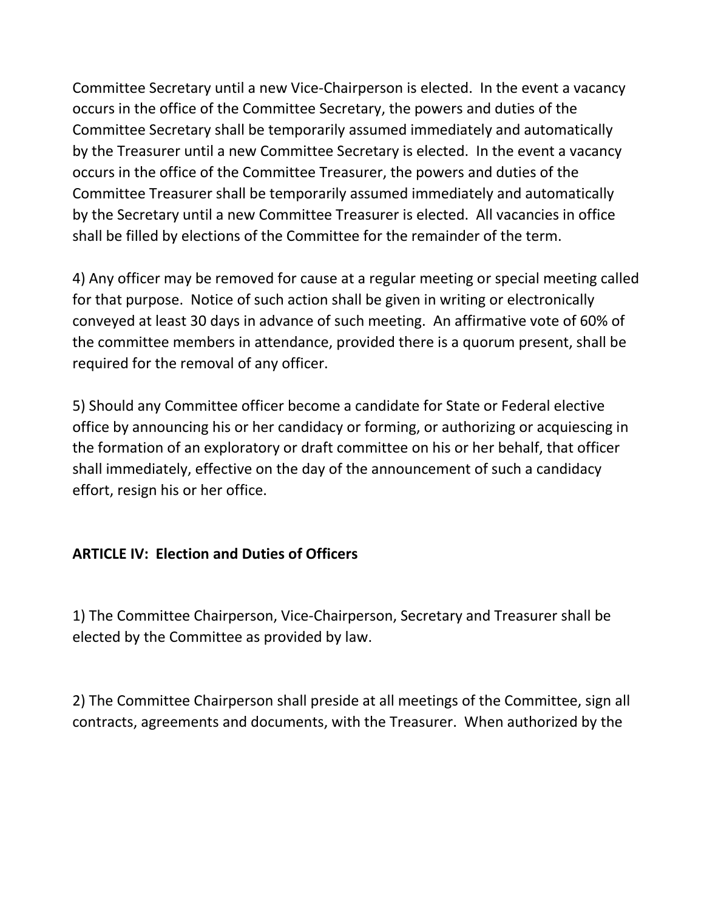Committee Secretary until a new Vice-Chairperson is elected. In the event a vacancy occurs in the office of the Committee Secretary, the powers and duties of the Committee Secretary shall be temporarily assumed immediately and automatically by the Treasurer until a new Committee Secretary is elected. In the event a vacancy occurs in the office of the Committee Treasurer, the powers and duties of the Committee Treasurer shall be temporarily assumed immediately and automatically by the Secretary until a new Committee Treasurer is elected. All vacancies in office shall be filled by elections of the Committee for the remainder of the term.

4) Any officer may be removed for cause at a regular meeting or special meeting called for that purpose. Notice of such action shall be given in writing or electronically conveyed at least 30 days in advance of such meeting. An affirmative vote of 60% of the committee members in attendance, provided there is a quorum present, shall be required for the removal of any officer.

5) Should any Committee officer become a candidate for State or Federal elective office by announcing his or her candidacy or forming, or authorizing or acquiescing in the formation of an exploratory or draft committee on his or her behalf, that officer shall immediately, effective on the day of the announcement of such a candidacy effort, resign his or her office.

## ARTICLE IV: Election and Duties of Officers

1) The Committee Chairperson, Vice-Chairperson, Secretary and Treasurer shall be elected by the Committee as provided by law.

2) The Committee Chairperson shall preside at all meetings of the Committee, sign all contracts, agreements and documents, with the Treasurer. When authorized by the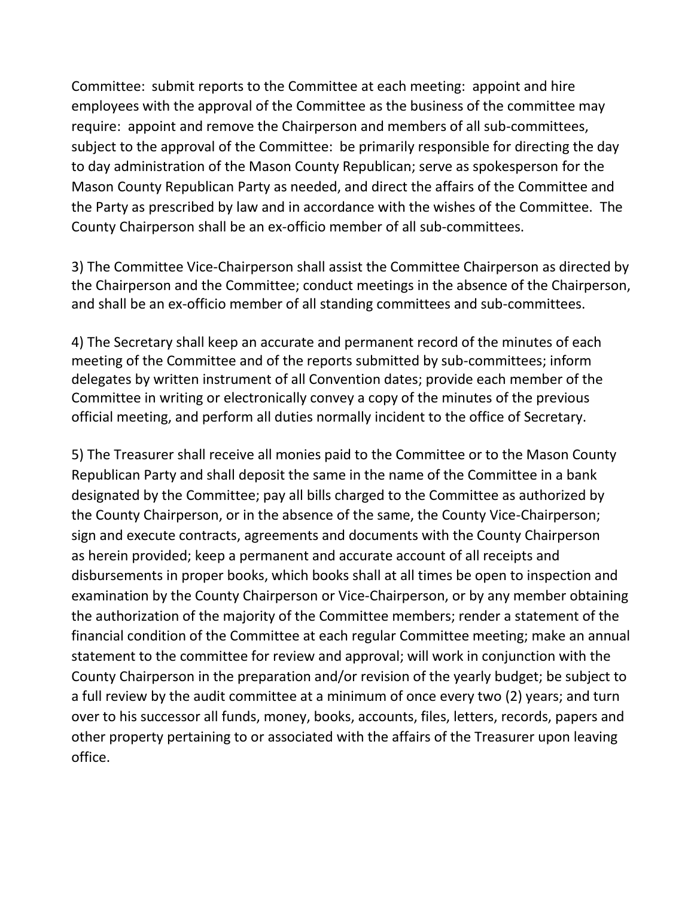Committee: submit reports to the Committee at each meeting: appoint and hire employees with the approval of the Committee as the business of the committee may require: appoint and remove the Chairperson and members of all sub-committees, subject to the approval of the Committee: be primarily responsible for directing the day to day administration of the Mason County Republican; serve as spokesperson for the Mason County Republican Party as needed, and direct the affairs of the Committee and the Party as prescribed by law and in accordance with the wishes of the Committee. The County Chairperson shall be an ex-officio member of all sub-committees.

3) The Committee Vice-Chairperson shall assist the Committee Chairperson as directed by the Chairperson and the Committee; conduct meetings in the absence of the Chairperson, and shall be an ex-officio member of all standing committees and sub-committees.

4) The Secretary shall keep an accurate and permanent record of the minutes of each meeting of the Committee and of the reports submitted by sub-committees; inform delegates by written instrument of all Convention dates; provide each member of the Committee in writing or electronically convey a copy of the minutes of the previous official meeting, and perform all duties normally incident to the office of Secretary.

5) The Treasurer shall receive all monies paid to the Committee or to the Mason County Republican Party and shall deposit the same in the name of the Committee in a bank designated by the Committee; pay all bills charged to the Committee as authorized by the County Chairperson, or in the absence of the same, the County Vice-Chairperson; sign and execute contracts, agreements and documents with the County Chairperson as herein provided; keep a permanent and accurate account of all receipts and disbursements in proper books, which books shall at all times be open to inspection and examination by the County Chairperson or Vice-Chairperson, or by any member obtaining the authorization of the majority of the Committee members; render a statement of the financial condition of the Committee at each regular Committee meeting; make an annual statement to the committee for review and approval; will work in conjunction with the County Chairperson in the preparation and/or revision of the yearly budget; be subject to a full review by the audit committee at a minimum of once every two (2) years; and turn over to his successor all funds, money, books, accounts, files, letters, records, papers and other property pertaining to or associated with the affairs of the Treasurer upon leaving office.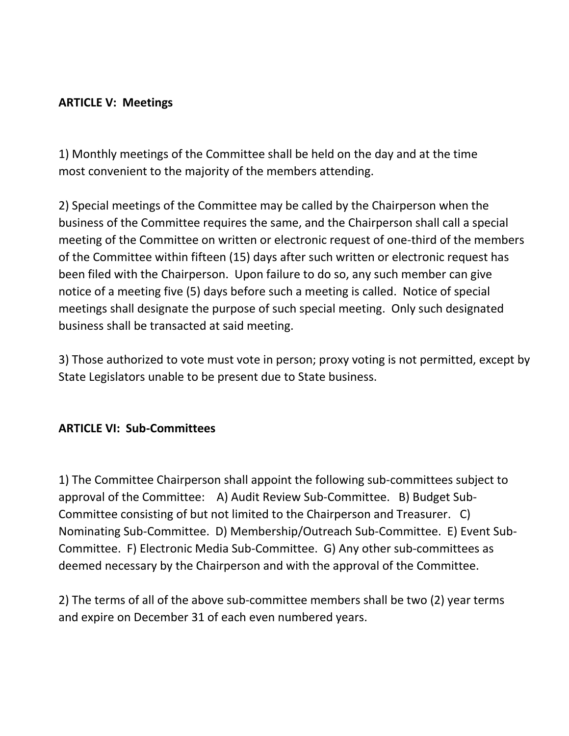**ARTICLE V: Meetings**

1) Monthly meetings of the Committee shall be held on the day and at the time most convenient to the majority of the members attending.

2) Special meetings of the Committee may be called by the Chairperson when the business of the Committee requires the same, and the Chairperson shall call a special meeting of the Committee on written or electronic request of one-third of the members of the Committee within fifteen (15) days after such written or electronic request has been filed with the Chairperson. Upon failure to do so, any such member can give notice of a meeting five (5) days before such a meeting is called. Notice of special meetings shall designate the purpose of such special meeting. Only such designated business shall be transacted at said meeting.

3) Those authorized to vote must vote in person; proxy voting is not permitted, except by State Legislators unable to be present due to State business.

**ARTICLE VI: Sub-Committees**

1) The Committee Chairperson shall appoint the following sub-committees subject to approval of the Committee: A) Audit Review Sub-Committee. B) Budget Sub-Committee consisting of but not limited to the Chairperson and Treasurer. C) Nominating Sub-Committee. D) Membership/Outreach Sub-Committee. E) Event Sub-Committee. F) Electronic Media Sub-Committee. G) Any other sub-committees as deemed necessary by the Chairperson and with the approval of the Committee.

2) The terms of all of the above sub-committee members shall be two (2) year terms and expire on December 31 of each even numbered years.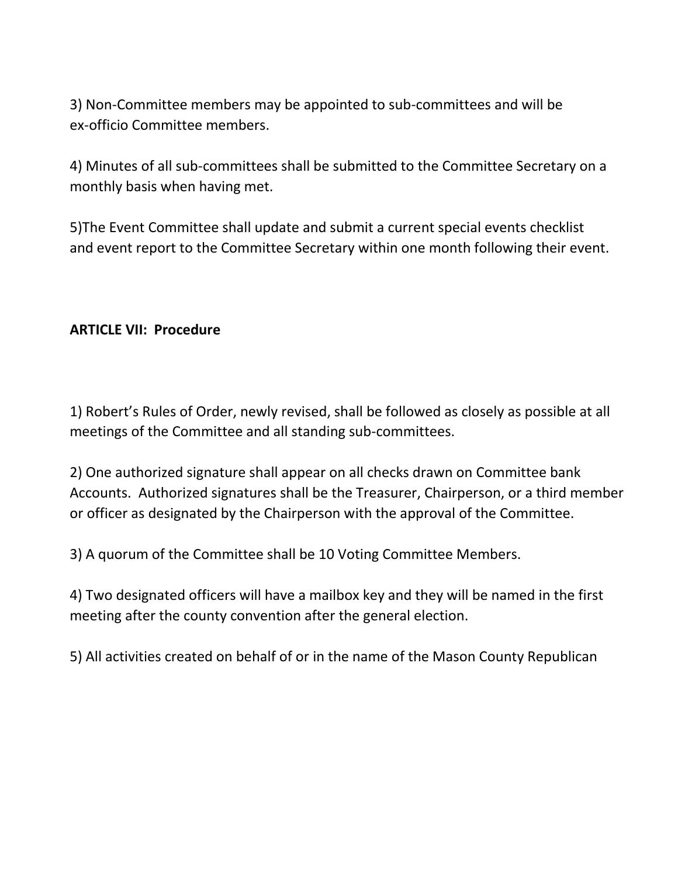3) Non-Committee members may be appointed to sub-committees and will be ex-officio Committee members.

4) Minutes of all sub-committees shall be submitted to the Committee Secretary on a monthly basis when having met.

5)The Event Committee shall update and submit a current special events checklist and event report to the Committee Secretary within one month following their event.

**ARTICLE VII: Procedure**

1) Robert's Rules of Order, newly revised, shall be followed as closely as possible at all meetings of the Committee and all standing sub-committees.

2) One authorized signature shall appear on all checks drawn on Committee bank Accounts. Authorized signatures shall be the Treasurer, Chairperson, or a third member or officer as designated by the Chairperson with the approval of the Committee.

3) A quorum of the Committee shall be 10 Voting Committee Members.

4) Two designated officers will have a mailbox key and they will be named in the first meeting after the county convention after the general election.

5) All activities created on behalf of or in the name of the Mason County Republican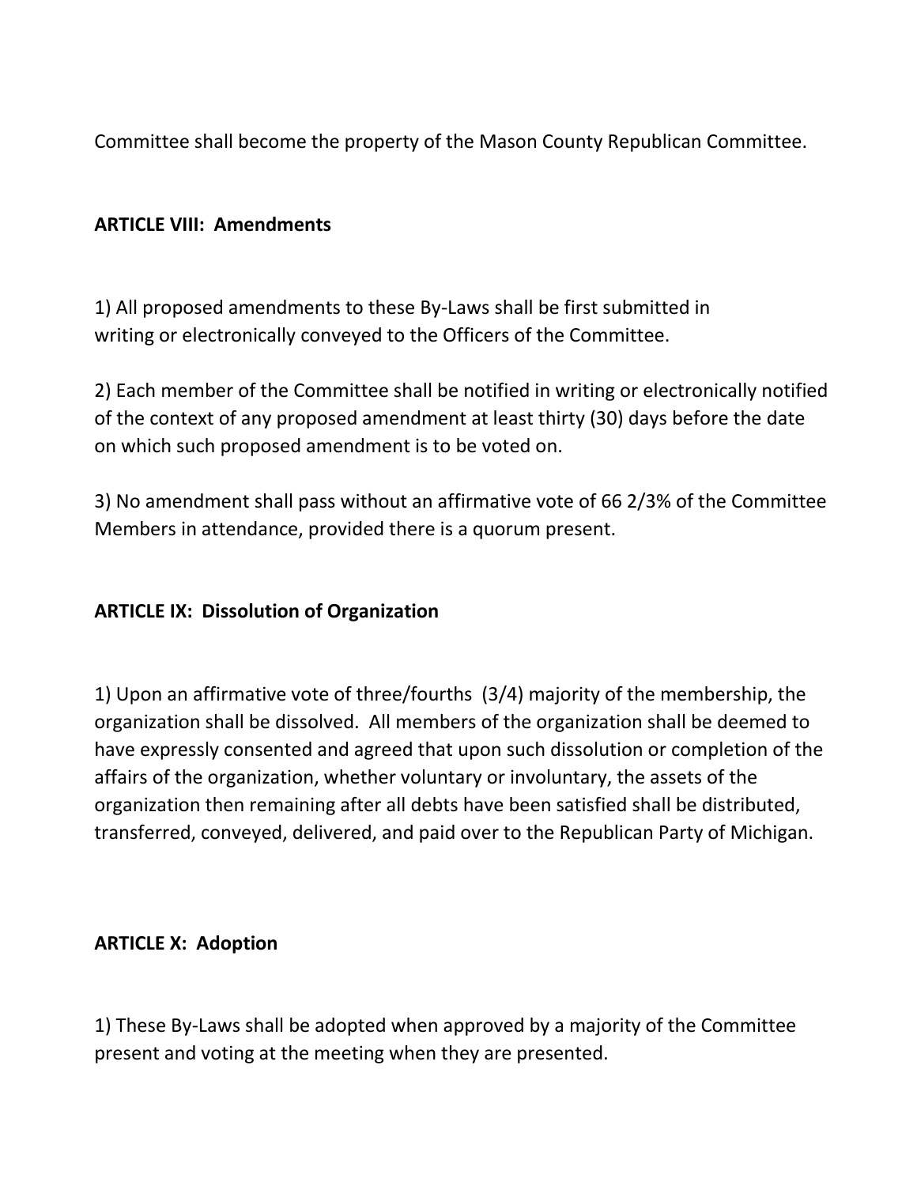Committee shall become the property of the Mason County Republican Committee.

**ARTICLE VIII: Amendments**

1) All proposed amendments to these By-Laws shall be first submitted in writing or electronically conveyed to the Officers of the Committee.

2) Each member of the Committee shall be notified in writing or electronically notified of the context of any proposed amendment at least thirty (30) days before the date on which such proposed amendment is to be voted on.

3) No amendment shall pass without an affirmative vote of 66 2/3% of the Committee Members in attendance, provided there is a quorum present.

**ARTICLE IX: Dissolution of Organization**

1) Upon an affirmative vote of three/fourths (3/4) majority of the membership, the organization shall be dissolved. All members of the organization shall be deemed to have expressly consented and agreed that upon such dissolution or completion of the affairs of the organization, whether voluntary or involuntary, the assets of the organization then remaining after all debts have been satisfied shall be distributed, transferred, conveyed, delivered, and paid over to the Republican Party of Michigan.

**ARTICLE X: Adoption**

1) These By-Laws shall be adopted when approved by a majority of the Committee present and voting at the meeting when they are presented.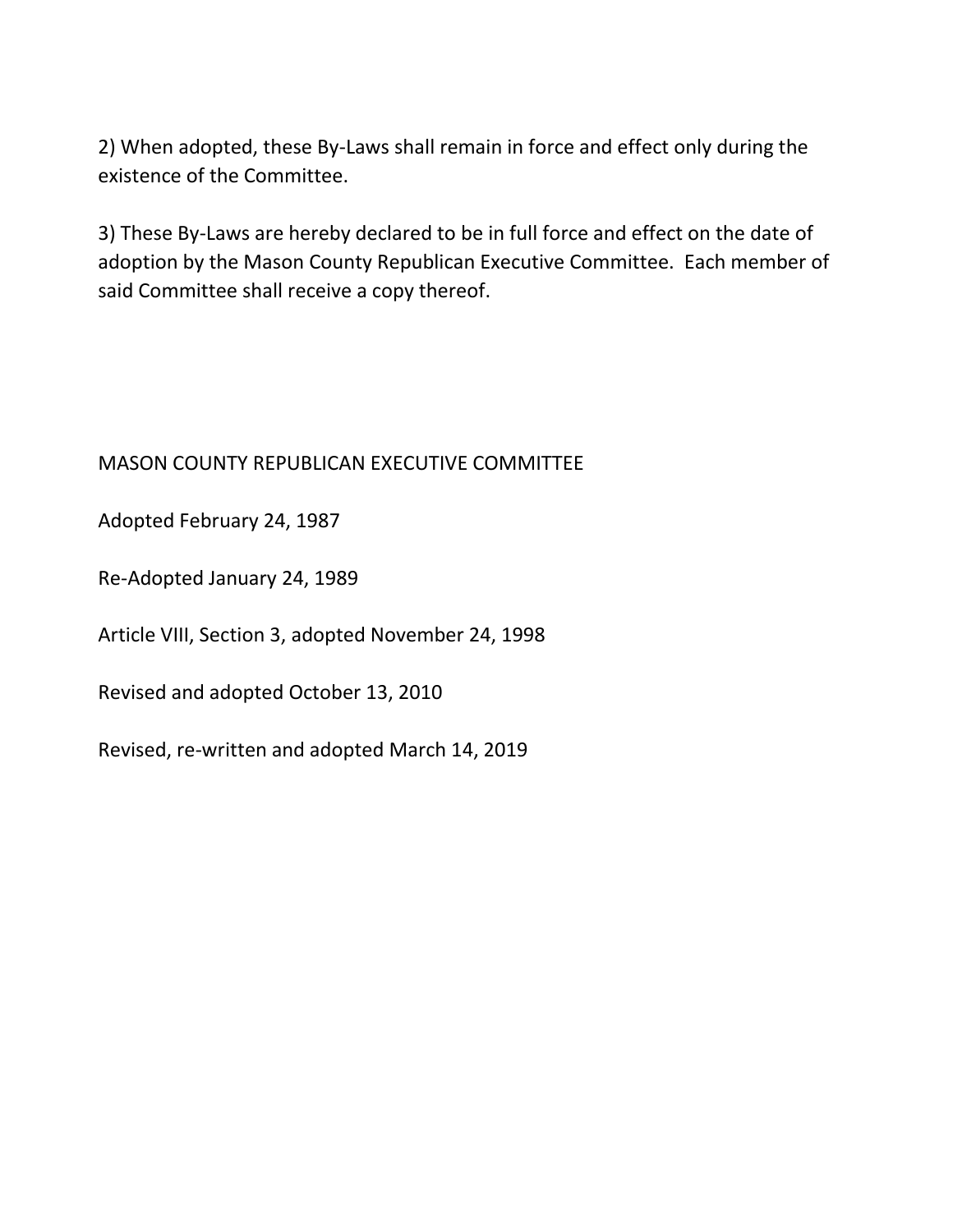2) When adopted, these By-Laws shall remain in force and effect only during the existence of the Committee.

3) These By-Laws are hereby declared to be in full force and effect on the date of adoption by the Mason County Republican Executive Committee. Each member of said Committee shall receive a copy thereof.

MASON COUNTY REPUBLICAN EXECUTIVE COMMITTEE

Adopted February 24, 1987

Re-Adopted January 24, 1989

Article VIII, Section 3, adopted November 24, 1998

Revised and adopted October 13, 2010

Revised, re-written and adopted March 14, 2019